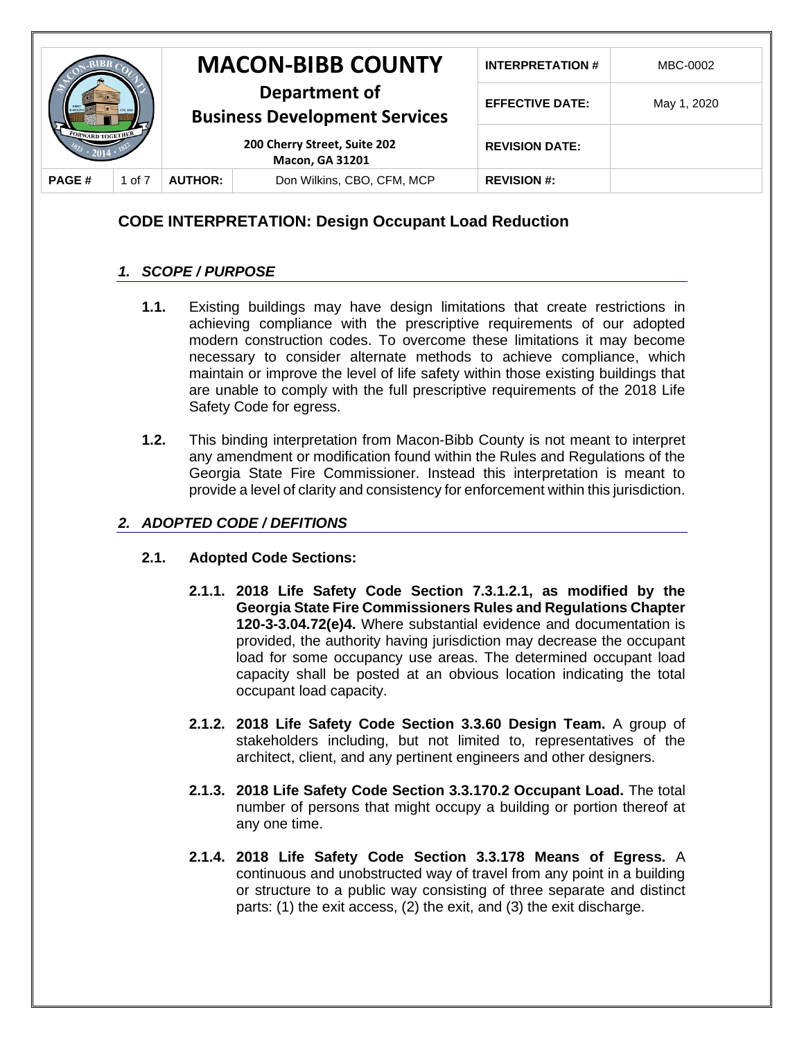| | | **MACON-BIBB COUNTY** | | **INTERPRETATION #** | MBC-0002 |
|---|---|---|---|---|---|
| | | **Department of Business Development Services** | | **EFFECTIVE DATE:** | May 1, 2020 |
| | | **200 Cherry Street, Suite 202 Macon, GA 31201** | | **REVISION DATE:** | |
| **PAGE #** | 1 of 7 | **AUTHOR:** | Don Wilkins, CBO, CFM, MCP | **REVISION #:** | |

## CODE INTERPRETATION: Design Occupant Load Reduction

### *1. SCOPE / PURPOSE*

**1.1.** Existing buildings may have design limitations that create restrictions in achieving compliance with the prescriptive requirements of our adopted modern construction codes. To overcome these limitations it may become necessary to consider alternate methods to achieve compliance, which maintain or improve the level of life safety within those existing buildings that are unable to comply with the full prescriptive requirements of the 2018 Life Safety Code for egress.

**1.2.** This binding interpretation from Macon-Bibb County is not meant to interpret any amendment or modification found within the Rules and Regulations of the Georgia State Fire Commissioner. Instead this interpretation is meant to provide a level of clarity and consistency for enforcement within this jurisdiction.

### *2. ADOPTED CODE / DEFITIONS*

**2.1. Adopted Code Sections:**

**2.1.1. 2018 Life Safety Code Section 7.3.1.2.1, as modified by the Georgia State Fire Commissioners Rules and Regulations Chapter 120-3-3.04.72(e)4.** Where substantial evidence and documentation is provided, the authority having jurisdiction may decrease the occupant load for some occupancy use areas. The determined occupant load capacity shall be posted at an obvious location indicating the total occupant load capacity.

**2.1.2. 2018 Life Safety Code Section 3.3.60 Design Team.** A group of stakeholders including, but not limited to, representatives of the architect, client, and any pertinent engineers and other designers.

**2.1.3. 2018 Life Safety Code Section 3.3.170.2 Occupant Load.** The total number of persons that might occupy a building or portion thereof at any one time.

**2.1.4. 2018 Life Safety Code Section 3.3.178 Means of Egress.** A continuous and unobstructed way of travel from any point in a building or structure to a public way consisting of three separate and distinct parts: (1) the exit access, (2) the exit, and (3) the exit discharge.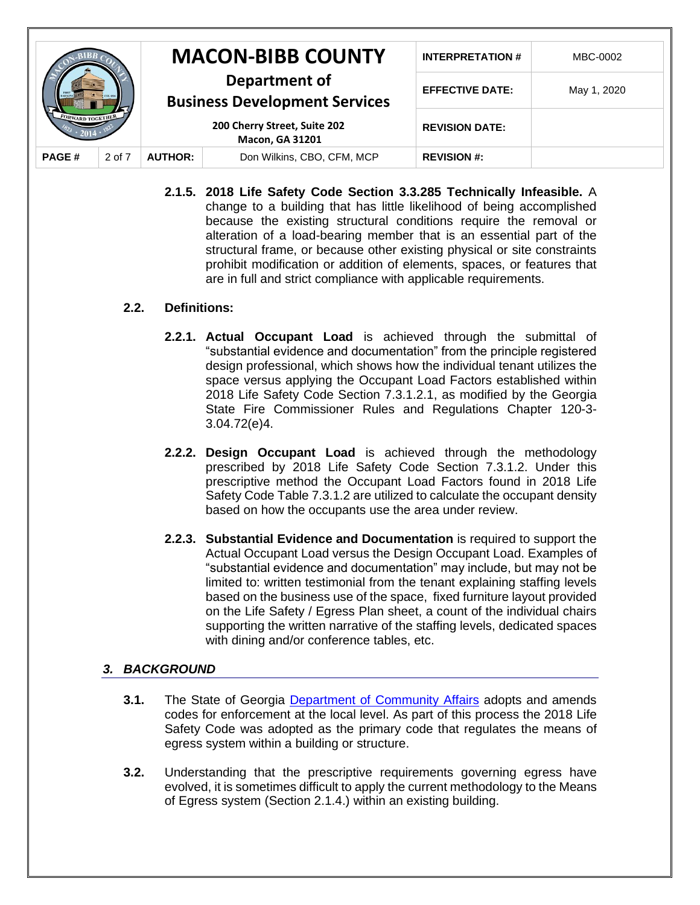**2.1.5. 2018 Life Safety Code Section 3.3.285 Technically Infeasible.** A change to a building that has little likelihood of being accomplished because the existing structural conditions require the removal or alteration of a load-bearing member that is an essential part of the structural frame, or because other existing physical or site constraints prohibit modification or addition of elements, spaces, or features that are in full and strict compliance with applicable requirements.

**2.2. Definitions:**

**2.2.1. Actual Occupant Load** is achieved through the submittal of "substantial evidence and documentation" from the principle registered design professional, which shows how the individual tenant utilizes the space versus applying the Occupant Load Factors established within 2018 Life Safety Code Section 7.3.1.2.1, as modified by the Georgia State Fire Commissioner Rules and Regulations Chapter 120-3-3.04.72(e)4.

**2.2.2. Design Occupant Load** is achieved through the methodology prescribed by 2018 Life Safety Code Section 7.3.1.2. Under this prescriptive method the Occupant Load Factors found in 2018 Life Safety Code Table 7.3.1.2 are utilized to calculate the occupant density based on how the occupants use the area under review.

**2.2.3. Substantial Evidence and Documentation** is required to support the Actual Occupant Load versus the Design Occupant Load. Examples of "substantial evidence and documentation" may include, but may not be limited to: written testimonial from the tenant explaining staffing levels based on the business use of the space, fixed furniture layout provided on the Life Safety / Egress Plan sheet, a count of the individual chairs supporting the written narrative of the staffing levels, dedicated spaces with dining and/or conference tables, etc.

## *3. BACKGROUND*

**3.1.** The State of Georgia Department of Community Affairs adopts and amends codes for enforcement at the local level. As part of this process the 2018 Life Safety Code was adopted as the primary code that regulates the means of egress system within a building or structure.

**3.2.** Understanding that the prescriptive requirements governing egress have evolved, it is sometimes difficult to apply the current methodology to the Means of Egress system (Section 2.1.4.) within an existing building.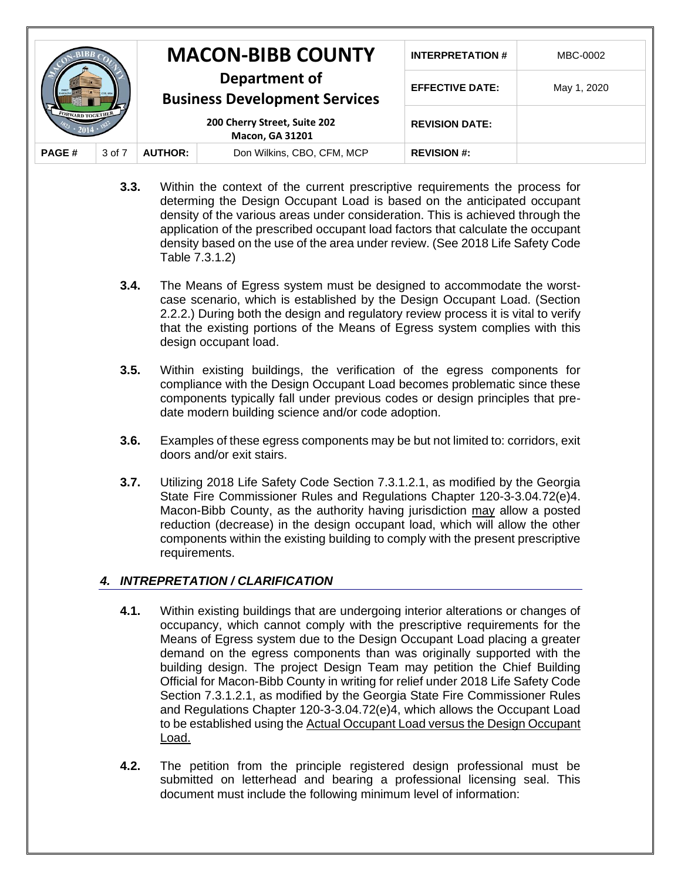**3.3.** Within the context of the current prescriptive requirements the process for determing the Design Occupant Load is based on the anticipated occupant density of the various areas under consideration. This is achieved through the application of the prescribed occupant load factors that calculate the occupant density based on the use of the area under review. (See 2018 Life Safety Code Table 7.3.1.2)

**3.4.** The Means of Egress system must be designed to accommodate the worst-case scenario, which is established by the Design Occupant Load. (Section 2.2.2.) During both the design and regulatory review process it is vital to verify that the existing portions of the Means of Egress system complies with this design occupant load.

**3.5.** Within existing buildings, the verification of the egress components for compliance with the Design Occupant Load becomes problematic since these components typically fall under previous codes or design principles that pre-date modern building science and/or code adoption.

**3.6.** Examples of these egress components may be but not limited to: corridors, exit doors and/or exit stairs.

**3.7.** Utilizing 2018 Life Safety Code Section 7.3.1.2.1, as modified by the Georgia State Fire Commissioner Rules and Regulations Chapter 120-3-3.04.72(e)4. Macon-Bibb County, as the authority having jurisdiction <u>may</u> allow a posted reduction (decrease) in the design occupant load, which will allow the other components within the existing building to comply with the present prescriptive requirements.

## *4. INTREPRETATION / CLARIFICATION*

**4.1.** Within existing buildings that are undergoing interior alterations or changes of occupancy, which cannot comply with the prescriptive requirements for the Means of Egress system due to the Design Occupant Load placing a greater demand on the egress components than was originally supported with the building design. The project Design Team may petition the Chief Building Official for Macon-Bibb County in writing for relief under 2018 Life Safety Code Section 7.3.1.2.1, as modified by the Georgia State Fire Commissioner Rules and Regulations Chapter 120-3-3.04.72(e)4, which allows the Occupant Load to be established using the <u>Actual Occupant Load versus the Design Occupant Load.</u>

**4.2.** The petition from the principle registered design professional must be submitted on letterhead and bearing a professional licensing seal. This document must include the following minimum level of information: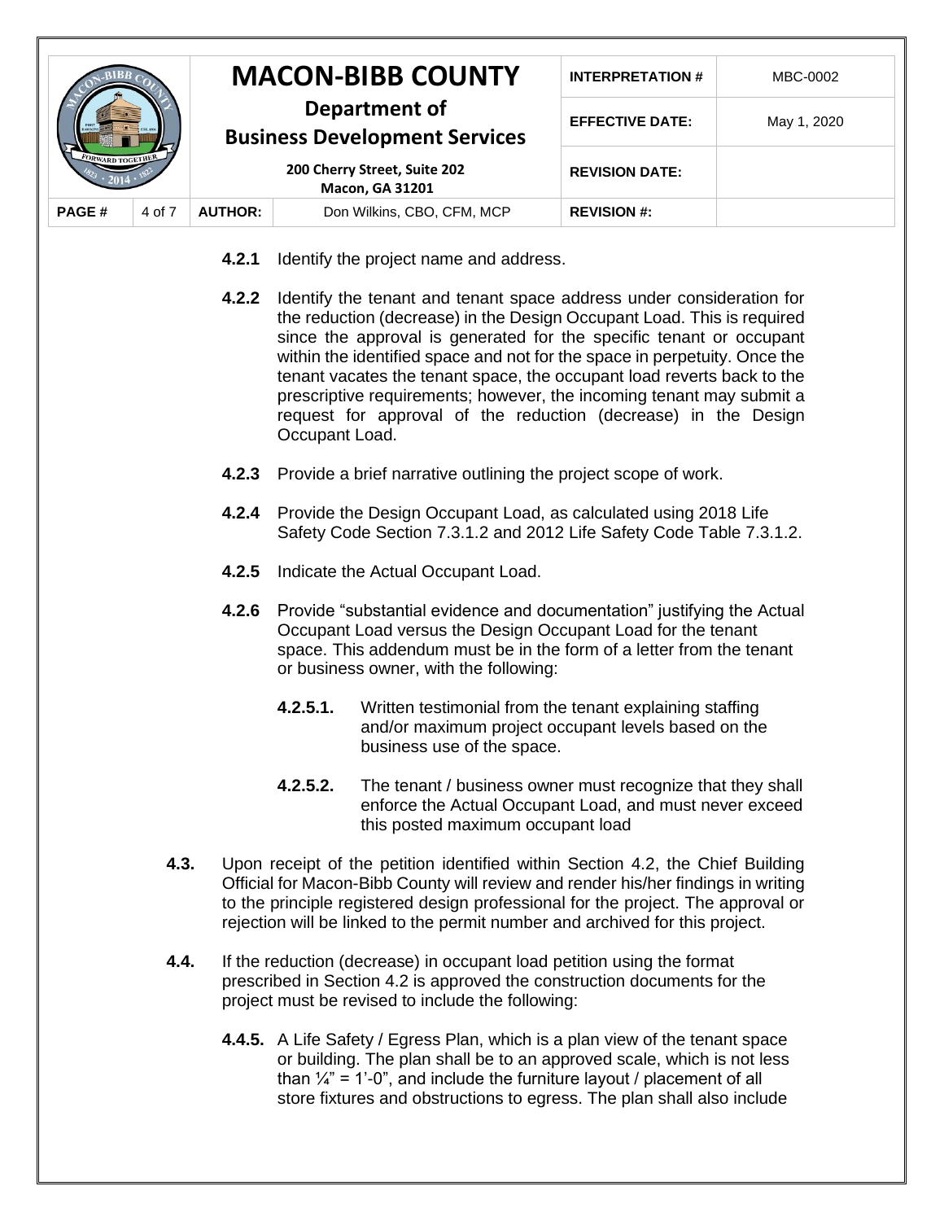**4.2.1** Identify the project name and address.

**4.2.2** Identify the tenant and tenant space address under consideration for the reduction (decrease) in the Design Occupant Load. This is required since the approval is generated for the specific tenant or occupant within the identified space and not for the space in perpetuity. Once the tenant vacates the tenant space, the occupant load reverts back to the prescriptive requirements; however, the incoming tenant may submit a request for approval of the reduction (decrease) in the Design Occupant Load.

**4.2.3** Provide a brief narrative outlining the project scope of work.

**4.2.4** Provide the Design Occupant Load, as calculated using 2018 Life Safety Code Section 7.3.1.2 and 2012 Life Safety Code Table 7.3.1.2.

**4.2.5** Indicate the Actual Occupant Load.

**4.2.6** Provide "substantial evidence and documentation" justifying the Actual Occupant Load versus the Design Occupant Load for the tenant space. This addendum must be in the form of a letter from the tenant or business owner, with the following:

**4.2.5.1.** Written testimonial from the tenant explaining staffing and/or maximum project occupant levels based on the business use of the space.

**4.2.5.2.** The tenant / business owner must recognize that they shall enforce the Actual Occupant Load, and must never exceed this posted maximum occupant load

**4.3.** Upon receipt of the petition identified within Section 4.2, the Chief Building Official for Macon-Bibb County will review and render his/her findings in writing to the principle registered design professional for the project. The approval or rejection will be linked to the permit number and archived for this project.

**4.4.** If the reduction (decrease) in occupant load petition using the format prescribed in Section 4.2 is approved the construction documents for the project must be revised to include the following:

**4.4.5.** A Life Safety / Egress Plan, which is a plan view of the tenant space or building. The plan shall be to an approved scale, which is not less than ¼" = 1'-0", and include the furniture layout / placement of all store fixtures and obstructions to egress. The plan shall also include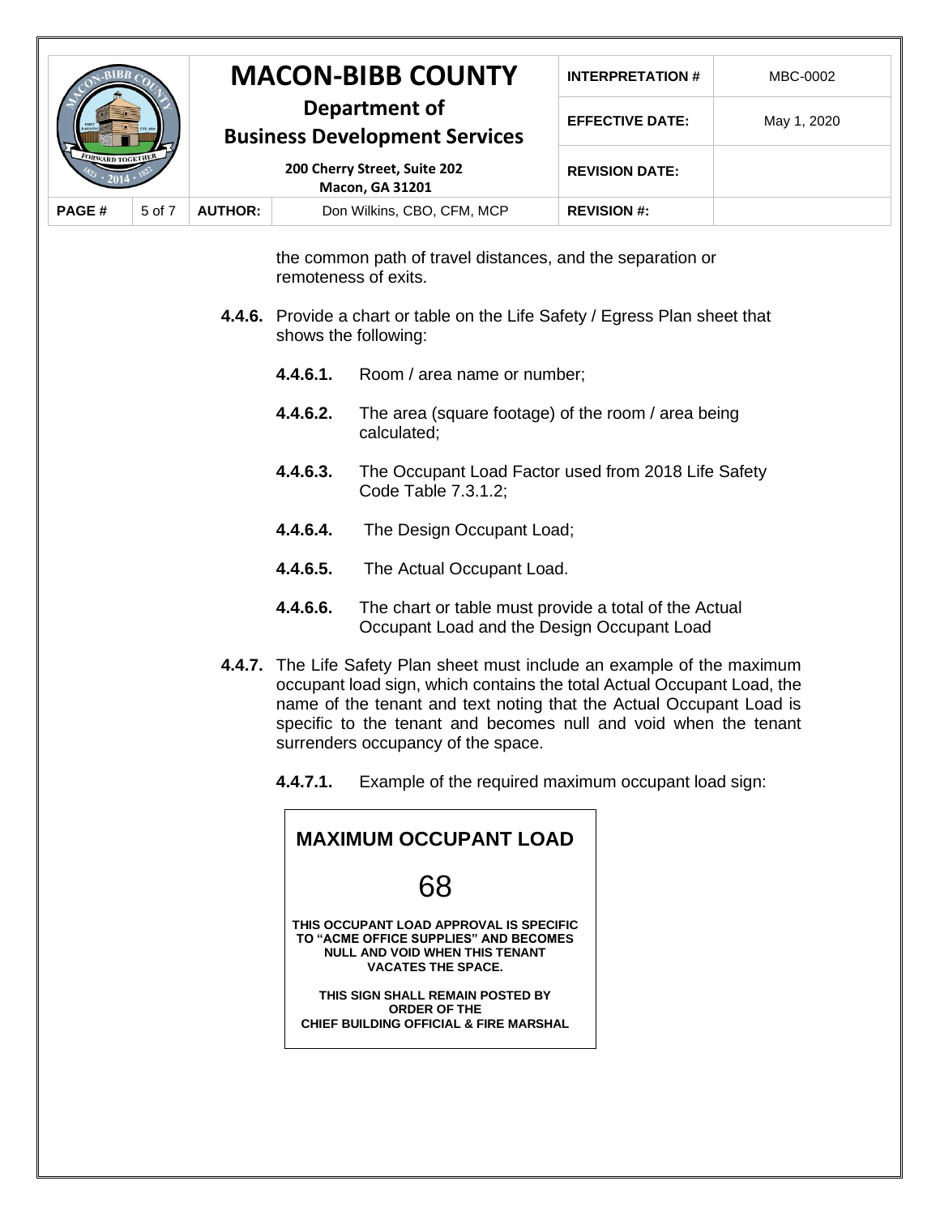the common path of travel distances, and the separation or remoteness of exits.

**4.4.6.** Provide a chart or table on the Life Safety / Egress Plan sheet that shows the following:

**4.4.6.1.** Room / area name or number;

**4.4.6.2.** The area (square footage) of the room / area being calculated;

**4.4.6.3.** The Occupant Load Factor used from 2018 Life Safety Code Table 7.3.1.2;

**4.4.6.4.** The Design Occupant Load;

**4.4.6.5.** The Actual Occupant Load.

**4.4.6.6.** The chart or table must provide a total of the Actual Occupant Load and the Design Occupant Load

**4.4.7.** The Life Safety Plan sheet must include an example of the maximum occupant load sign, which contains the total Actual Occupant Load, the name of the tenant and text noting that the Actual Occupant Load is specific to the tenant and becomes null and void when the tenant surrenders occupancy of the space.

**4.4.7.1.** Example of the required maximum occupant load sign:

> **MAXIMUM OCCUPANT LOAD**
>
> 68
>
> **THIS OCCUPANT LOAD APPROVAL IS SPECIFIC TO "ACME OFFICE SUPPLIES" AND BECOMES NULL AND VOID WHEN THIS TENANT VACATES THE SPACE.**
>
> **THIS SIGN SHALL REMAIN POSTED BY ORDER OF THE CHIEF BUILDING OFFICIAL & FIRE MARSHAL**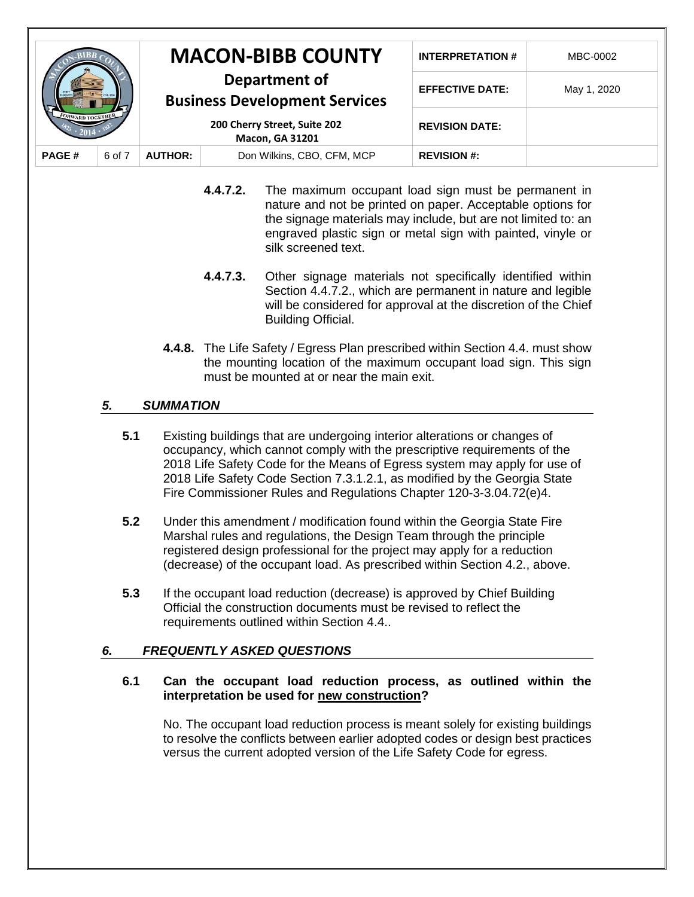**4.4.7.2.** The maximum occupant load sign must be permanent in nature and not be printed on paper. Acceptable options for the signage materials may include, but are not limited to: an engraved plastic sign or metal sign with painted, vinyle or silk screened text.

**4.4.7.3.** Other signage materials not specifically identified within Section 4.4.7.2., which are permanent in nature and legible will be considered for approval at the discretion of the Chief Building Official.

**4.4.8.** The Life Safety / Egress Plan prescribed within Section 4.4. must show the mounting location of the maximum occupant load sign. This sign must be mounted at or near the main exit.

## *5. SUMMATION*

**5.1** Existing buildings that are undergoing interior alterations or changes of occupancy, which cannot comply with the prescriptive requirements of the 2018 Life Safety Code for the Means of Egress system may apply for use of 2018 Life Safety Code Section 7.3.1.2.1, as modified by the Georgia State Fire Commissioner Rules and Regulations Chapter 120-3-3.04.72(e)4.

**5.2** Under this amendment / modification found within the Georgia State Fire Marshal rules and regulations, the Design Team through the principle registered design professional for the project may apply for a reduction (decrease) of the occupant load. As prescribed within Section 4.2., above.

**5.3** If the occupant load reduction (decrease) is approved by Chief Building Official the construction documents must be revised to reflect the requirements outlined within Section 4.4..

## *6. FREQUENTLY ASKED QUESTIONS*

**6.1 Can the occupant load reduction process, as outlined within the interpretation be used for new construction?**

No. The occupant load reduction process is meant solely for existing buildings to resolve the conflicts between earlier adopted codes or design best practices versus the current adopted version of the Life Safety Code for egress.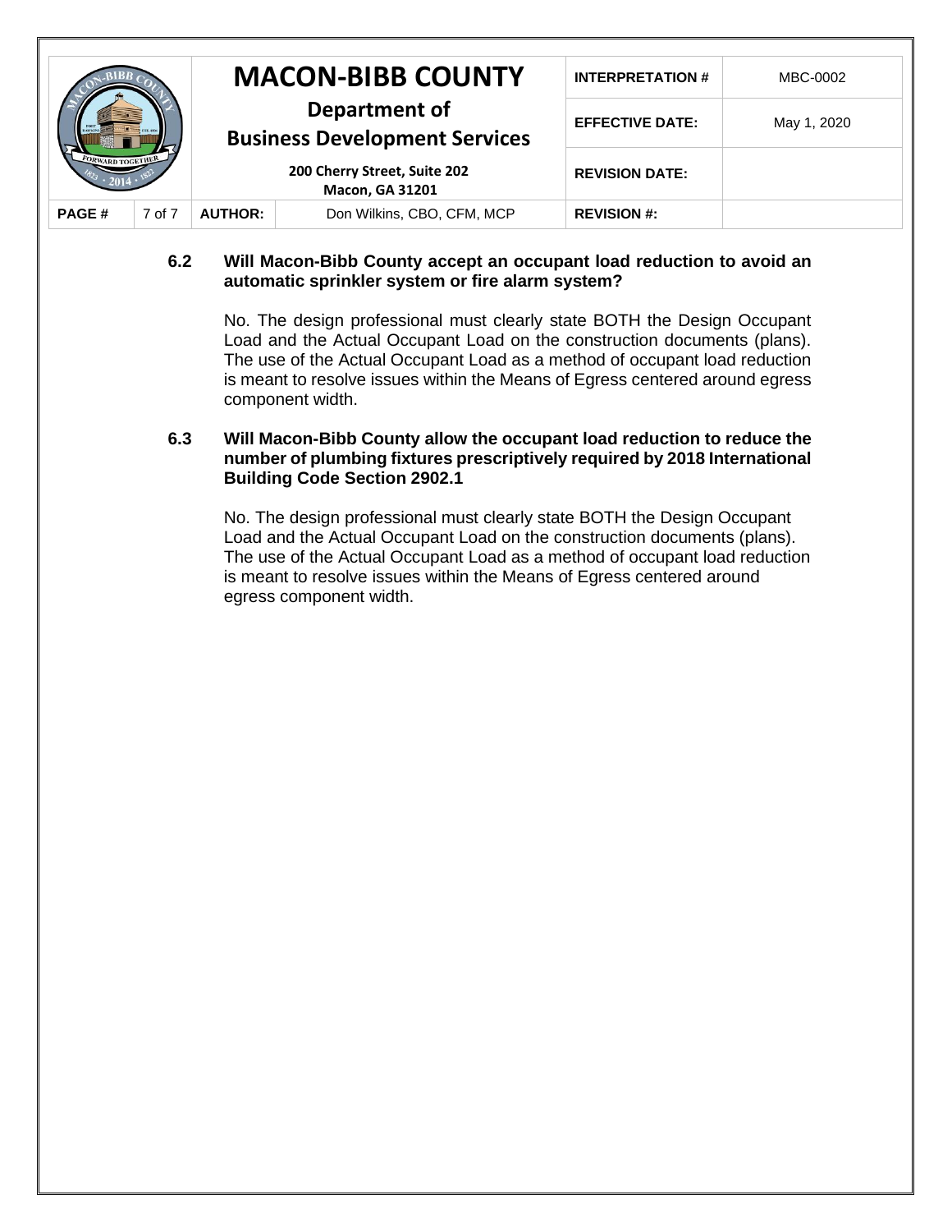**6.2 Will Macon-Bibb County accept an occupant load reduction to avoid an automatic sprinkler system or fire alarm system?**

No. The design professional must clearly state BOTH the Design Occupant Load and the Actual Occupant Load on the construction documents (plans). The use of the Actual Occupant Load as a method of occupant load reduction is meant to resolve issues within the Means of Egress centered around egress component width.

**6.3 Will Macon-Bibb County allow the occupant load reduction to reduce the number of plumbing fixtures prescriptively required by 2018 International Building Code Section 2902.1**

No. The design professional must clearly state BOTH the Design Occupant Load and the Actual Occupant Load on the construction documents (plans). The use of the Actual Occupant Load as a method of occupant load reduction is meant to resolve issues within the Means of Egress centered around egress component width.